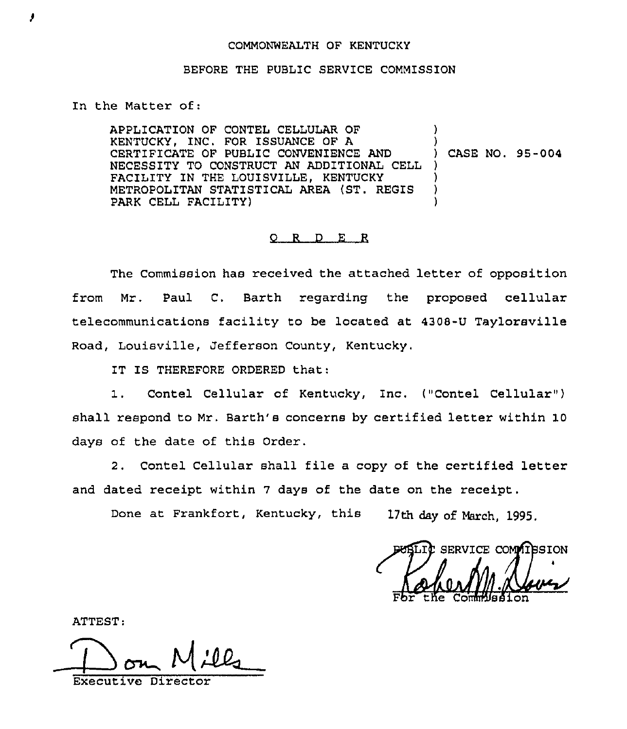COMMONWEALTH OF KENTUCKY

BEFORE THE PUBLIC SERVICE COMMISSION

In the Matter of:

APPLICATION OF CONTEL CELLULAR OF KENTUCKY, INC. FOR ISSUANCE OF A CERTIFICATE OF PUBLIC CONVENIENCE AND NECESSITY TO CONSTRUCT AN ADDITIONAL CELL FACILITY IN THE LOUISVILLE, KENTUCKY METROPOLITAN STATISTICAL AREA (ST. REGIS PARK CELL FACILITY) ) CASE NO. 95-004

O R D E R

The Commission has received the attached letter of opposition from Mr. Paul C. Barth regarding the proposed cellular telecommunications facility to be located at 4308-U Taylorsville Road, Louisville, Jefferson County, Kentucky.

IT IS THEREFORE ORDERED that:

1. Contel Cellular of Kentucky, Inc. ("Contel Cellular") shall respond to Mr. Barth's concerns by certified letter within 10 days of the date of this Order.

2. Contel Cellular shall file a copy of the certified letter and dated receipt within 7 days of the date on the receipt.

Done at Frankfort, Kentucky, this 17th day of March, 1995.

PUBLIC SERVICE COMMISSION

For the Commission

ATTEST:

Executive Director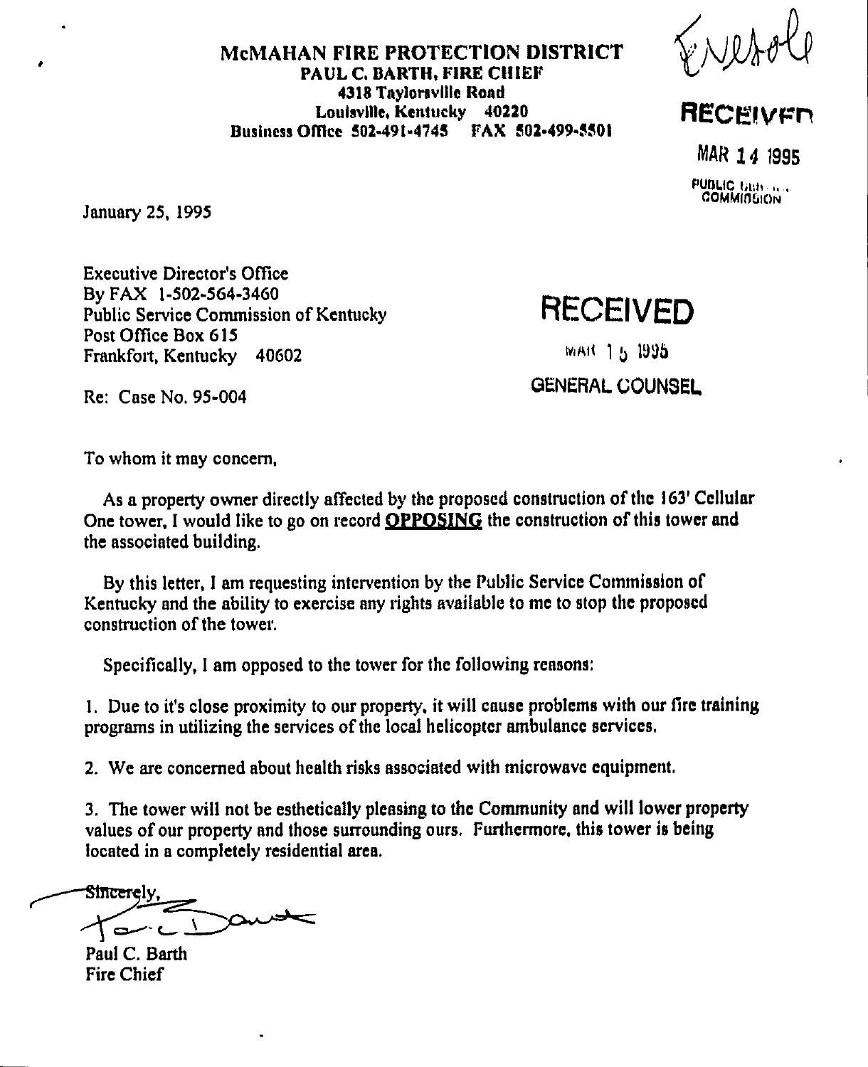# McMAHAN FIRE PROTECTION DISTRICT

**PAUL C. BARTH, FIRE CHIEF**
**4318 Taylorsville Road**
**Louisville, Kentucky 40220**
**Business Office 502-491-4745 FAX 502-499-5501**

Energy

RECEIVED

MAR 14 1995

PUBLIC SERVICE COMMISSION

January 25, 1995

Executive Director's Office
By FAX 1-502-564-3460
Public Service Commission of Kentucky
Post Office Box 615
Frankfort, Kentucky 40602

RECEIVED

MAR 15 1995

GENERAL COUNSEL

Re: Case No. 95-004

To whom it may concern,

As a property owner directly affected by the proposed construction of the 163' Cellular One tower, I would like to go on record **OPPOSING** the construction of this tower and the associated building.

By this letter, I am requesting intervention by the Public Service Commission of Kentucky and the ability to exercise any rights available to me to stop the proposed construction of the tower.

Specifically, I am opposed to the tower for the following reasons:

1. Due to it's close proximity to our property, it will cause problems with our fire training programs in utilizing the services of the local helicopter ambulance services.

2. We are concerned about health risks associated with microwave equipment.

3. The tower will not be esthetically pleasing to the Community and will lower property values of our property and those surrounding ours. Furthermore, this tower is being located in a completely residential area.

Sincerely,

Paul C. Barth
Fire Chief